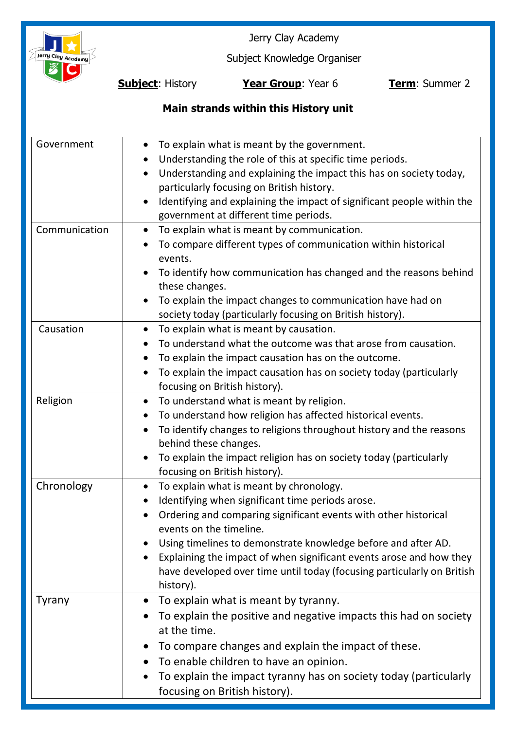Jerry Clay Academy

Subject Knowledge Organiser

**Subject**: History **Year Group**: Year 6 **Term**: Summer 2

**Main strands within this History unit**

| | |
|---|---|
| Government | • To explain what is meant by the government.<br>• Understanding the role of this at specific time periods.<br>• Understanding and explaining the impact this has on society today, particularly focusing on British history.<br>• Identifying and explaining the impact of significant people within the government at different time periods. |
| Communication | • To explain what is meant by communication.<br>• To compare different types of communication within historical events.<br>• To identify how communication has changed and the reasons behind these changes.<br>• To explain the impact changes to communication have had on society today (particularly focusing on British history). |
| Causation | • To explain what is meant by causation.<br>• To understand what the outcome was that arose from causation.<br>• To explain the impact causation has on the outcome.<br>• To explain the impact causation has on society today (particularly focusing on British history). |
| Religion | • To understand what is meant by religion.<br>• To understand how religion has affected historical events.<br>• To identify changes to religions throughout history and the reasons behind these changes.<br>• To explain the impact religion has on society today (particularly focusing on British history). |
| Chronology | • To explain what is meant by chronology.<br>• Identifying when significant time periods arose.<br>• Ordering and comparing significant events with other historical events on the timeline.<br>• Using timelines to demonstrate knowledge before and after AD.<br>• Explaining the impact of when significant events arose and how they have developed over time until today (focusing particularly on British history). |
| Tyrany | • To explain what is meant by tyranny.<br>• To explain the positive and negative impacts this had on society at the time.<br>• To compare changes and explain the impact of these.<br>• To enable children to have an opinion.<br>• To explain the impact tyranny has on society today (particularly focusing on British history). |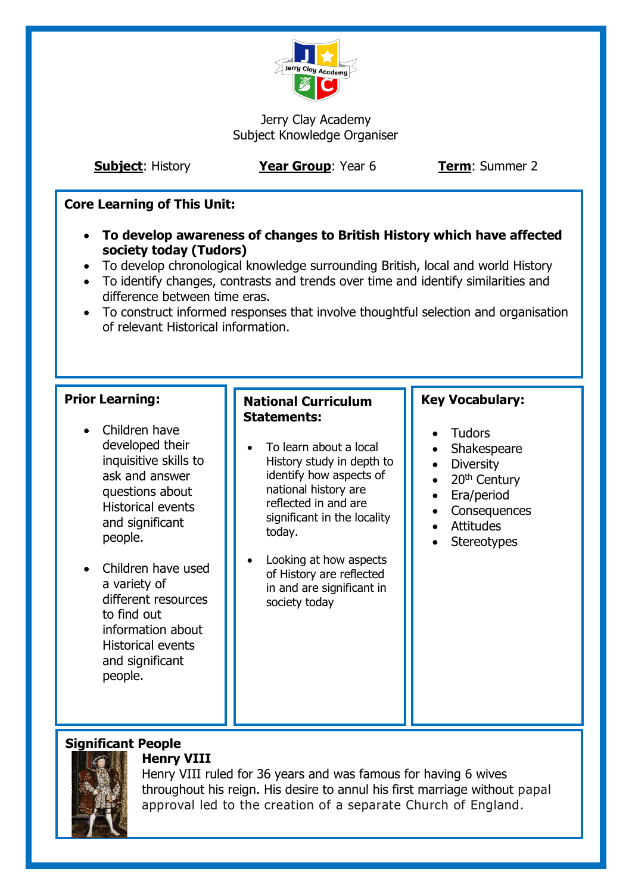Jerry Clay Academy
Subject Knowledge Organiser

**Subject**: History **Year Group**: Year 6 **Term**: Summer 2

**Core Learning of This Unit:**

- **To develop awareness of changes to British History which have affected society today (Tudors)**
- To develop chronological knowledge surrounding British, local and world History
- To identify changes, contrasts and trends over time and identify similarities and difference between time eras.
- To construct informed responses that involve thoughtful selection and organisation of relevant Historical information.

**Prior Learning:**

- Children have developed their inquisitive skills to ask and answer questions about Historical events and significant people.
- Children have used a variety of different resources to find out information about Historical events and significant people.

**National Curriculum Statements:**

- To learn about a local History study in depth to identify how aspects of national history are reflected in and are significant in the locality today.
- Looking at how aspects of History are reflected in and are significant in society today

**Key Vocabulary:**

- Tudors
- Shakespeare
- Diversity
- 20th Century
- Era/period
- Consequences
- Attitudes
- Stereotypes

**Significant People**

**Henry VIII**

Henry VIII ruled for 36 years and was famous for having 6 wives throughout his reign. His desire to annul his first marriage without papal approval led to the creation of a separate Church of England.